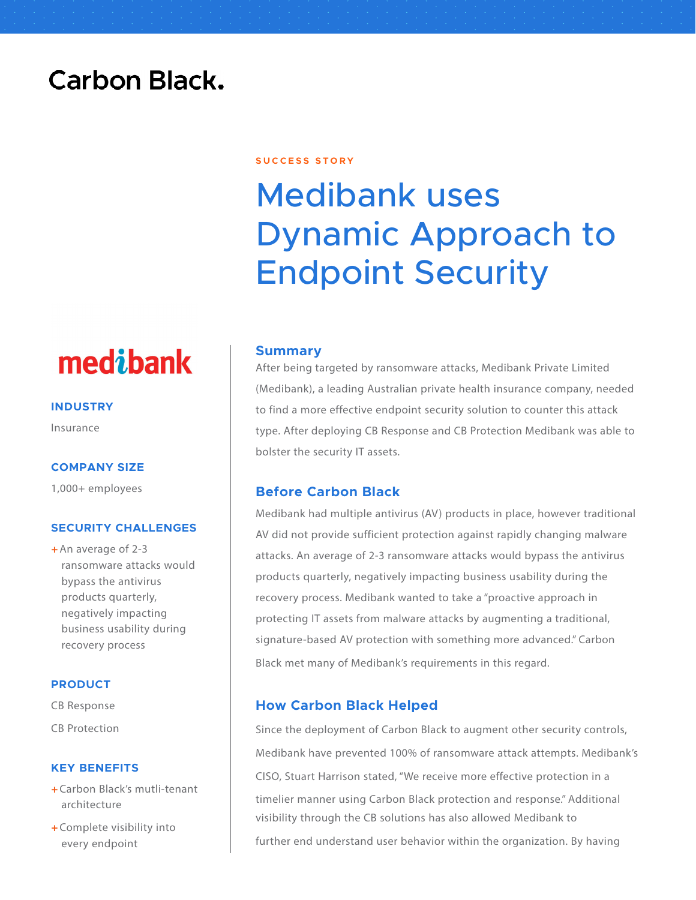Carbon Black.

SUCCESS STORY

# Medibank uses Dynamic Approach to Endpoint Security

medibank

### INDUSTRY

Insurance

### COMPANY SIZE

1,000+ employees

### SECURITY CHALLENGES

+ An average of 2-3 ransomware attacks would bypass the antivirus products quarterly, negatively impacting business usability during recovery process

### PRODUCT

CB Response

CB Protection

### KEY BENEFITS

+ Carbon Black's mutli-tenant architecture
+ Complete visibility into every endpoint

## Summary

After being targeted by ransomware attacks, Medibank Private Limited (Medibank), a leading Australian private health insurance company, needed to find a more effective endpoint security solution to counter this attack type. After deploying CB Response and CB Protection Medibank was able to bolster the security IT assets.

## Before Carbon Black

Medibank had multiple antivirus (AV) products in place, however traditional AV did not provide sufficient protection against rapidly changing malware attacks. An average of 2-3 ransomware attacks would bypass the antivirus products quarterly, negatively impacting business usability during the recovery process. Medibank wanted to take a "proactive approach in protecting IT assets from malware attacks by augmenting a traditional, signature-based AV protection with something more advanced." Carbon Black met many of Medibank's requirements in this regard.

## How Carbon Black Helped

Since the deployment of Carbon Black to augment other security controls, Medibank have prevented 100% of ransomware attack attempts. Medibank's CISO, Stuart Harrison stated, "We receive more effective protection in a timelier manner using Carbon Black protection and response." Additional visibility through the CB solutions has also allowed Medibank to further end understand user behavior within the organization. By having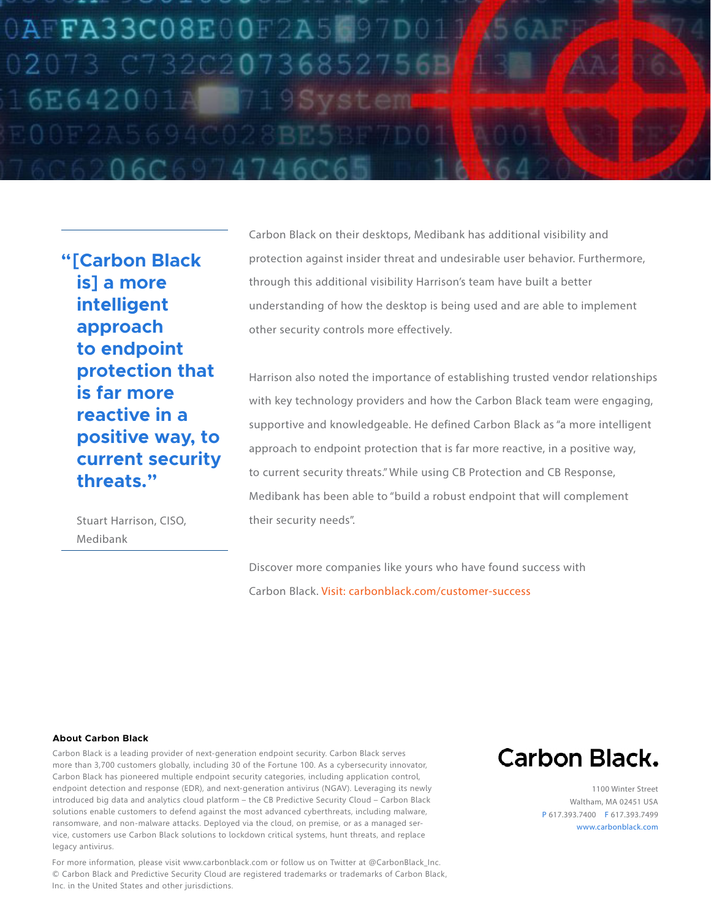> **“[Carbon Black is] a more intelligent approach to endpoint protection that is far more reactive in a positive way, to current security threats.”**
>
> Stuart Harrison, CISO, Medibank

Carbon Black on their desktops, Medibank has additional visibility and protection against insider threat and undesirable user behavior. Furthermore, through this additional visibility Harrison's team have built a better understanding of how the desktop is being used and are able to implement other security controls more effectively.

Harrison also noted the importance of establishing trusted vendor relationships with key technology providers and how the Carbon Black team were engaging, supportive and knowledgeable. He defined Carbon Black as "a more intelligent approach to endpoint protection that is far more reactive, in a positive way, to current security threats." While using CB Protection and CB Response, Medibank has been able to "build a robust endpoint that will complement their security needs".

Discover more companies like yours who have found success with Carbon Black. Visit: carbonblack.com/customer-success

**About Carbon Black**

Carbon Black is a leading provider of next-generation endpoint security. Carbon Black serves more than 3,700 customers globally, including 30 of the Fortune 100. As a cybersecurity innovator, Carbon Black has pioneered multiple endpoint security categories, including application control, endpoint detection and response (EDR), and next-generation antivirus (NGAV). Leveraging its newly introduced big data and analytics cloud platform – the CB Predictive Security Cloud – Carbon Black solutions enable customers to defend against the most advanced cyberthreats, including malware, ransomware, and non-malware attacks. Deployed via the cloud, on premise, or as a managed service, customers use Carbon Black solutions to lockdown critical systems, hunt threats, and replace legacy antivirus.

For more information, please visit www.carbonblack.com or follow us on Twitter at @CarbonBlack_Inc. © Carbon Black and Predictive Security Cloud are registered trademarks or trademarks of Carbon Black, Inc. in the United States and other jurisdictions.

**Carbon Black.**

1100 Winter Street
Waltham, MA 02451 USA
P 617.393.7400 F 617.393.7499
www.carbonblack.com